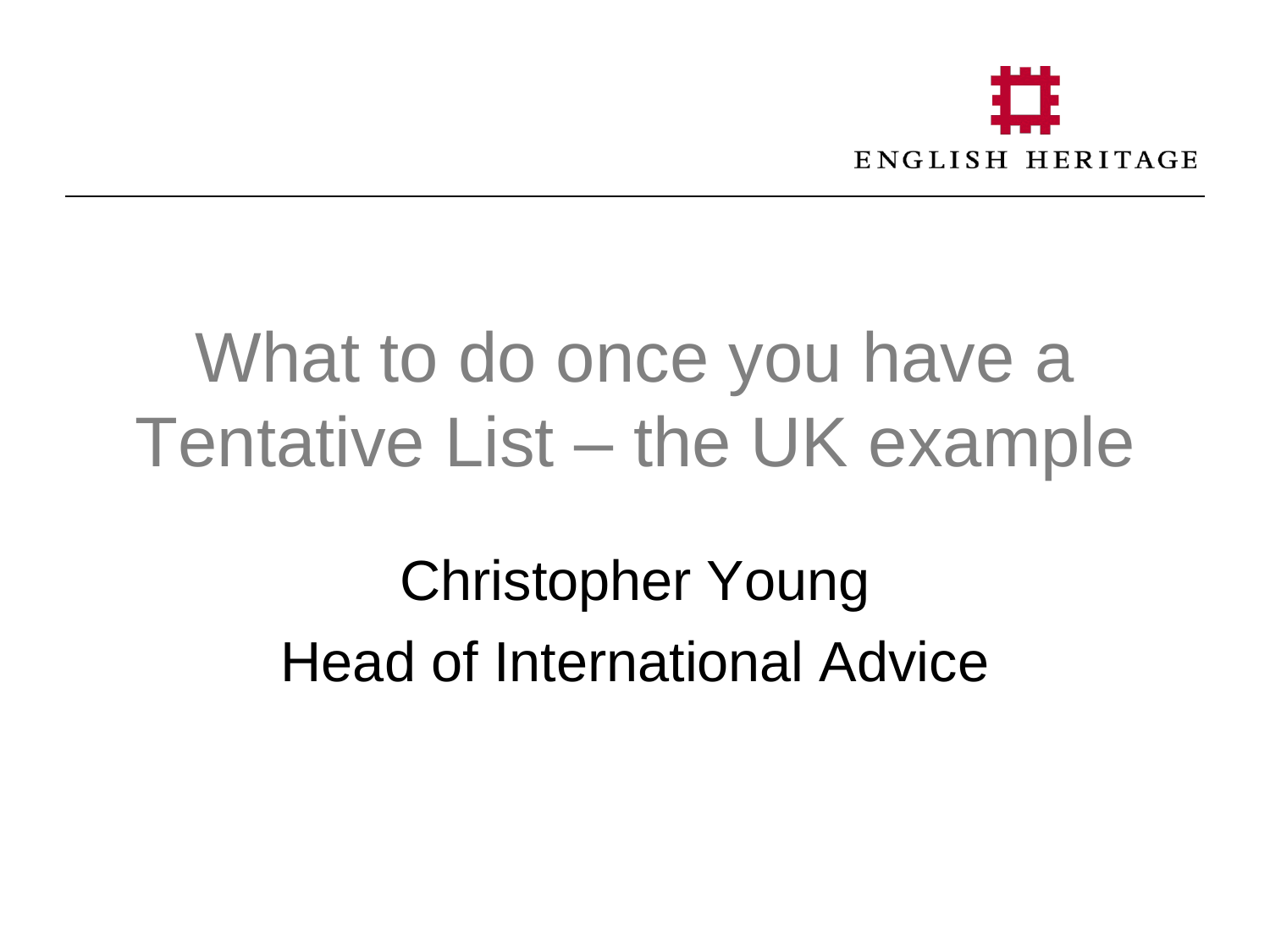ENGLISH HERITAGE

# What to do once you have a Tentative List – the UK example

Christopher Young
Head of International Advice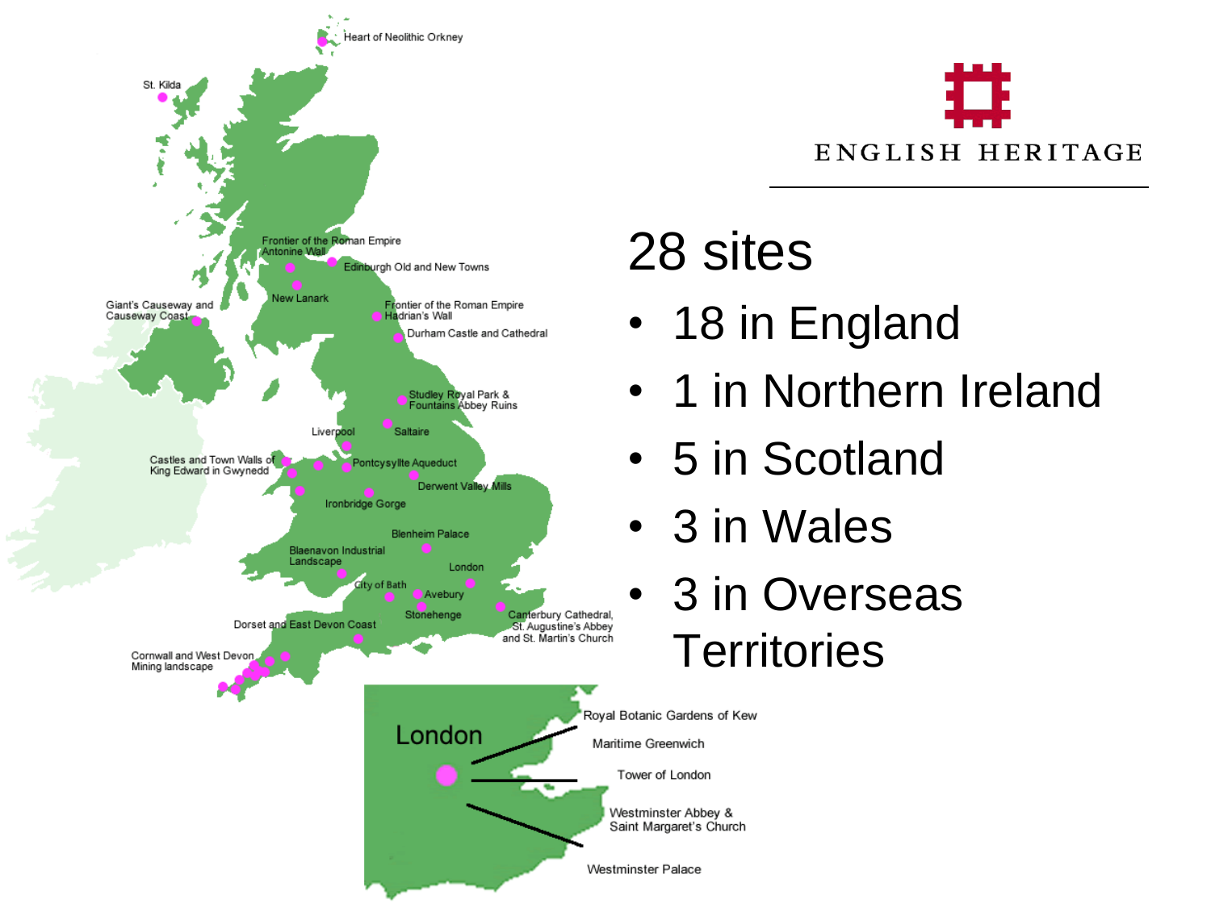ENGLISH HERITAGE

# 28 sites

- 18 in England
- 1 in Northern Ireland
- 5 in Scotland
- 3 in Wales
- 3 in Overseas Territories

Heart of Neolithic Orkney

St. Kilda

Frontier of the Roman Empire Antonine Wall

Edinburgh Old and New Towns

New Lanark

Giant's Causeway and Causeway Coast

Frontier of the Roman Empire Hadrian's Wall

Durham Castle and Cathedral

Studley Royal Park & Fountains Abbey Ruins

Liverpool

Saltaire

Castles and Town Walls of King Edward in Gwynedd

Pontcysyllte Aqueduct

Derwent Valley Mills

Ironbridge Gorge

Blenheim Palace

Blaenavon Industrial Landscape

London

City of Bath

Avebury

Stonehenge

Canterbury Cathedral, St. Augustine's Abbey and St. Martin's Church

Dorset and East Devon Coast

Cornwall and West Devon Mining landscape

London

Royal Botanic Gardens of Kew

Maritime Greenwich

Tower of London

Westminster Abbey & Saint Margaret's Church

Westminster Palace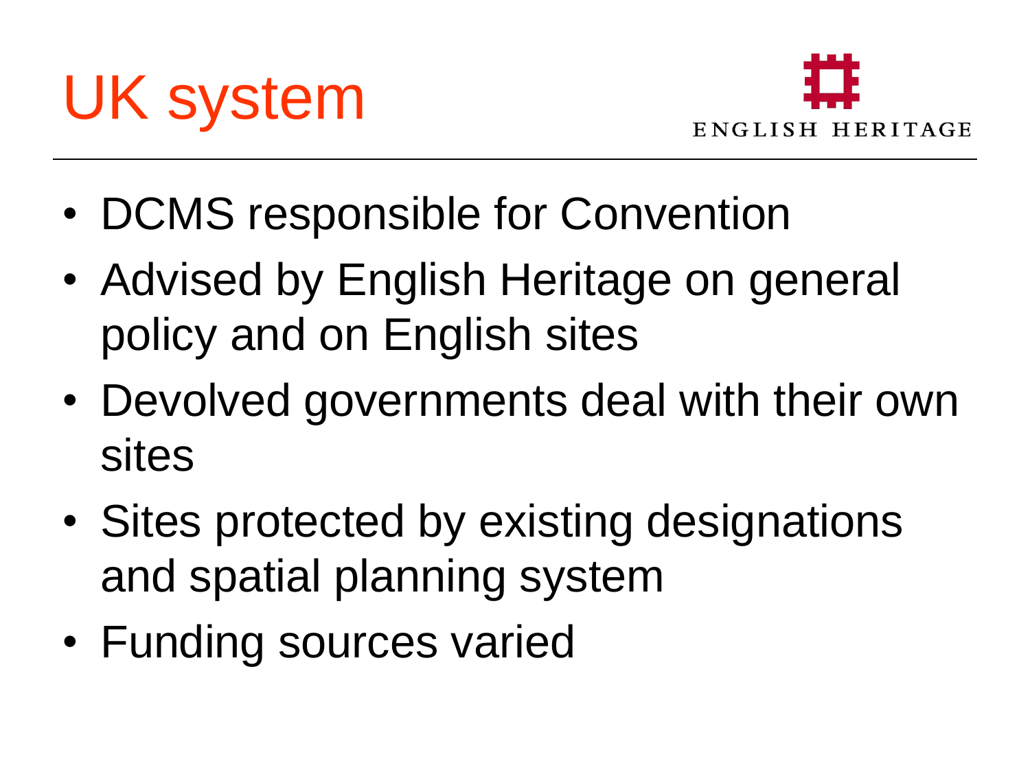# UK system

- DCMS responsible for Convention
- Advised by English Heritage on general policy and on English sites
- Devolved governments deal with their own sites
- Sites protected by existing designations and spatial planning system
- Funding sources varied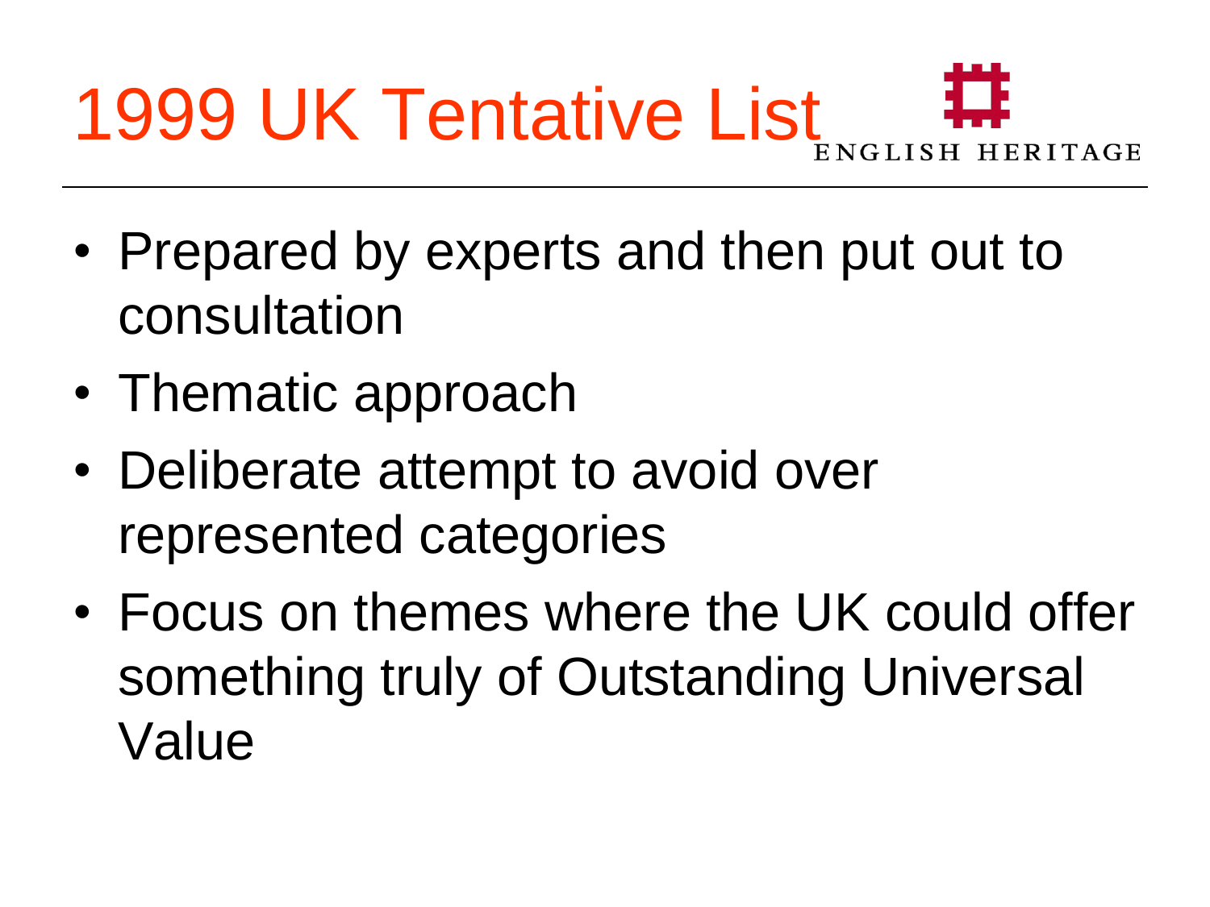# 1999 UK Tentative List

ENGLISH HERITAGE

- Prepared by experts and then put out to consultation
- Thematic approach
- Deliberate attempt to avoid over represented categories
- Focus on themes where the UK could offer something truly of Outstanding Universal Value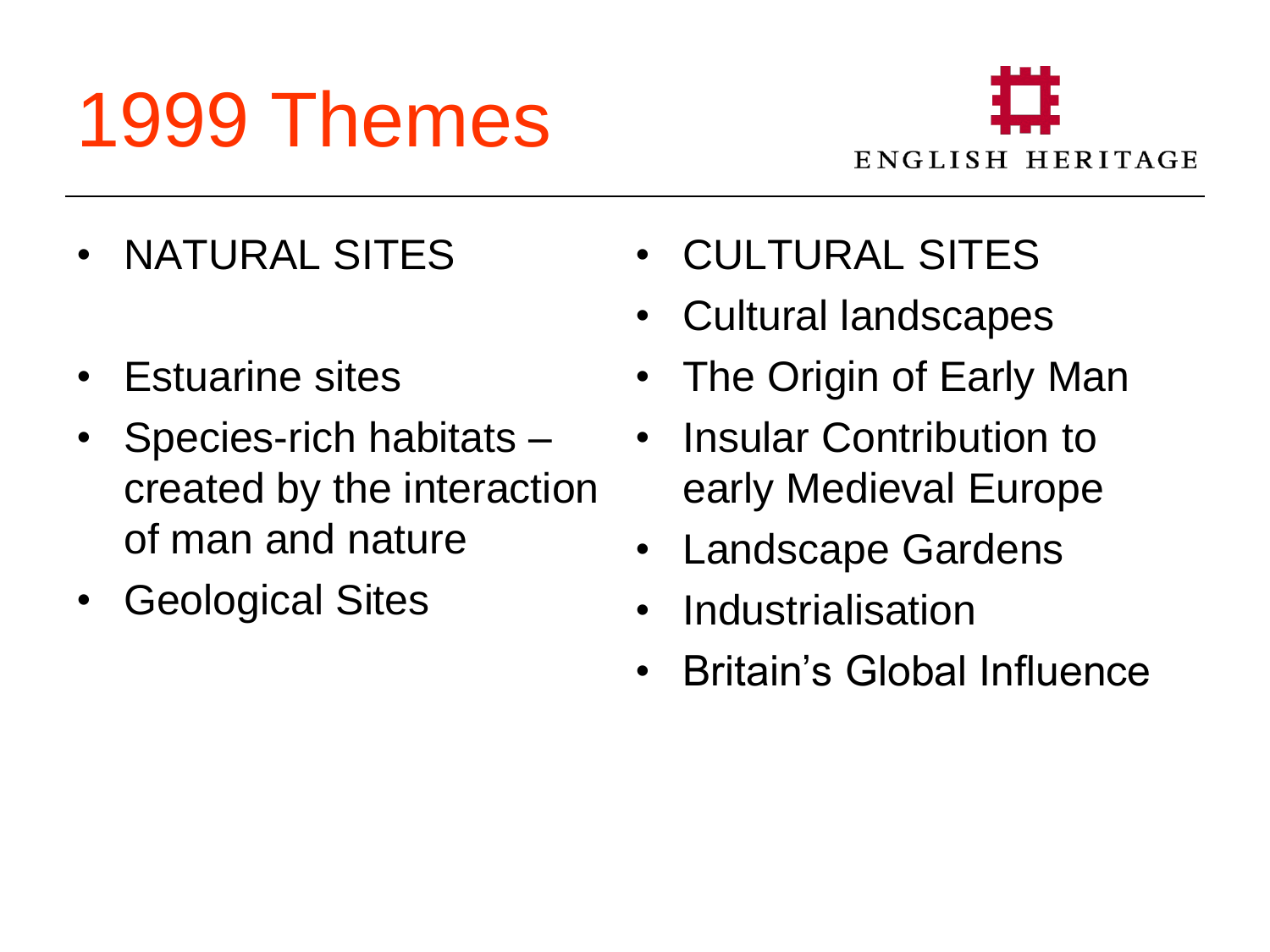# 1999 Themes

- NATURAL SITES
- Estuarine sites
- Species-rich habitats – created by the interaction of man and nature
- Geological Sites

- CULTURAL SITES
- Cultural landscapes
- The Origin of Early Man
- Insular Contribution to early Medieval Europe
- Landscape Gardens
- Industrialisation
- Britain's Global Influence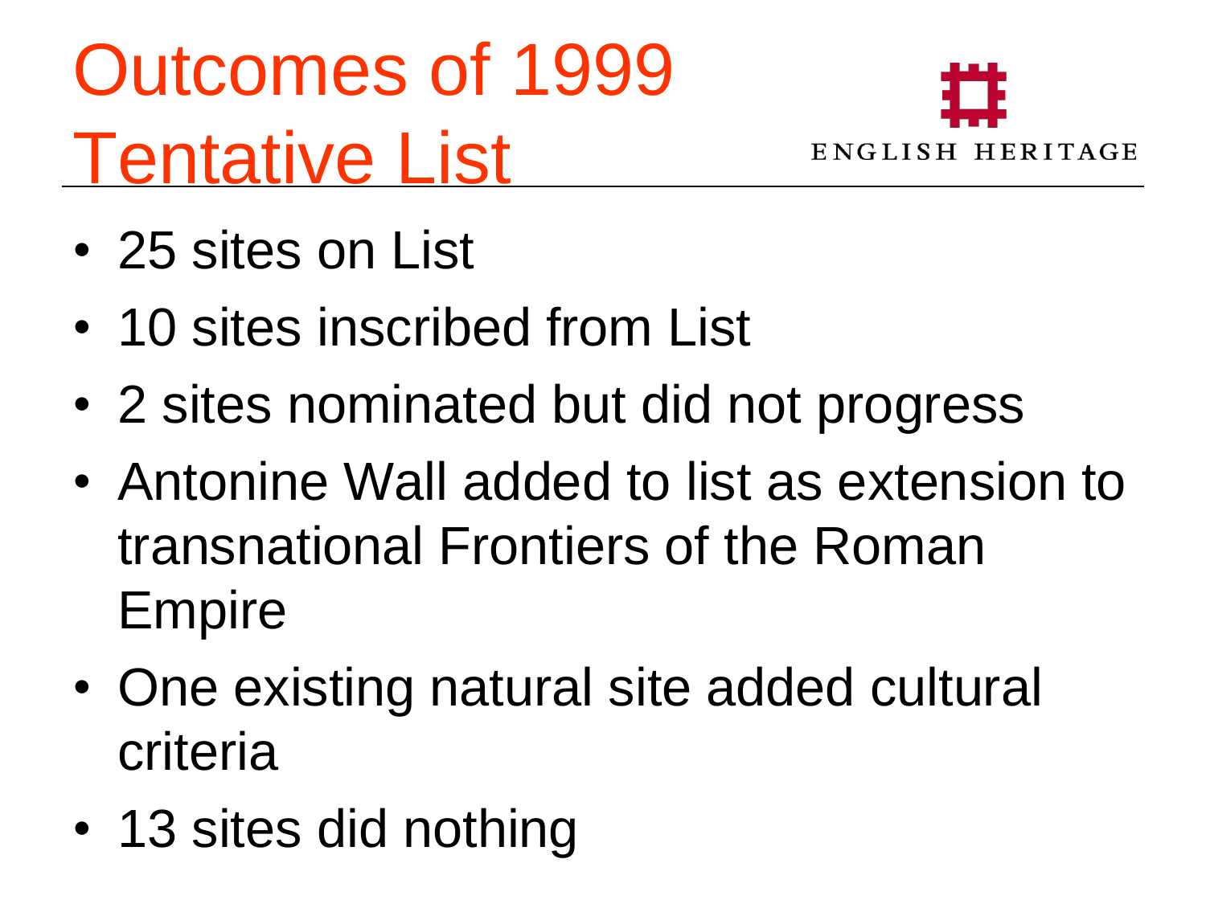# Outcomes of 1999 Tentative List

ENGLISH HERITAGE

- 25 sites on List
- 10 sites inscribed from List
- 2 sites nominated but did not progress
- Antonine Wall added to list as extension to transnational Frontiers of the Roman Empire
- One existing natural site added cultural criteria
- 13 sites did nothing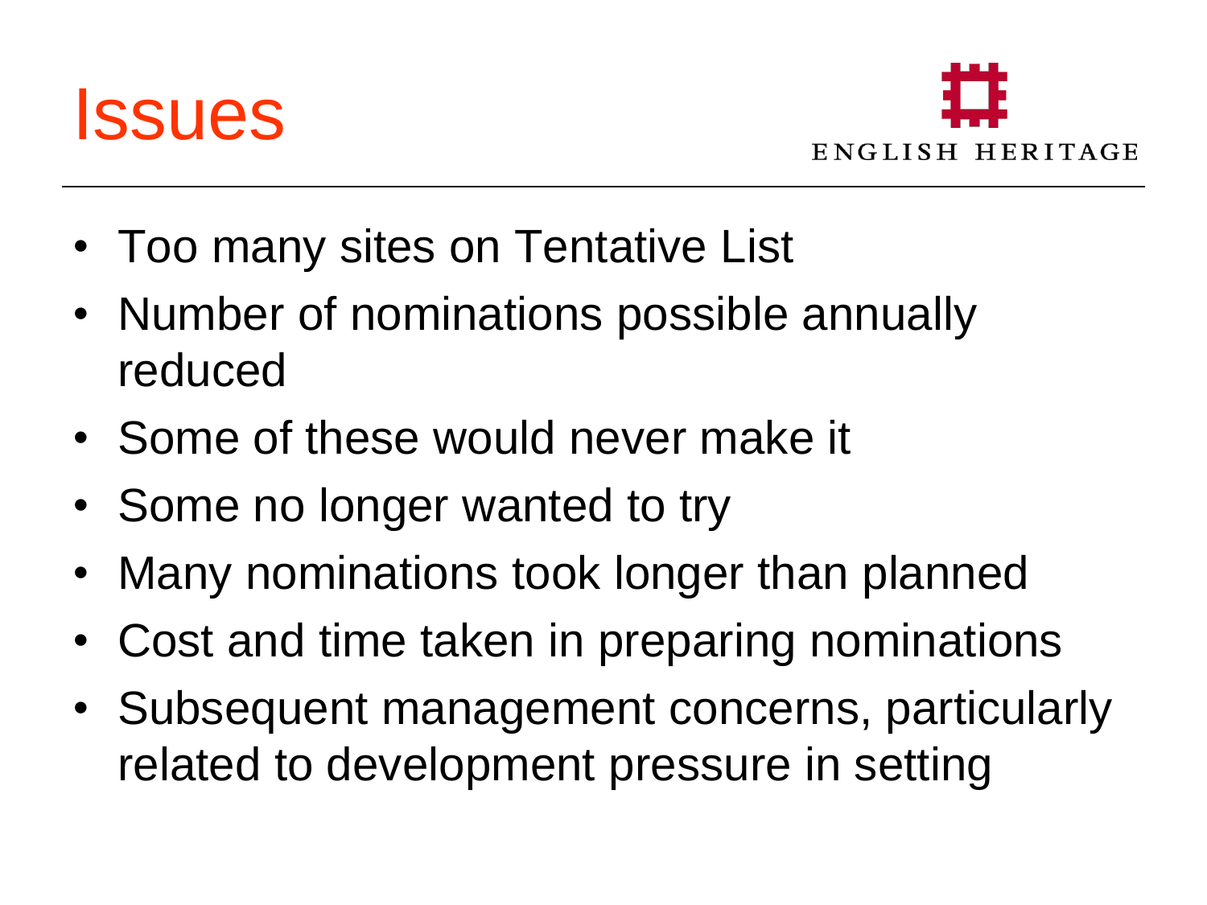# Issues

ENGLISH HERITAGE

- Too many sites on Tentative List
- Number of nominations possible annually reduced
- Some of these would never make it
- Some no longer wanted to try
- Many nominations took longer than planned
- Cost and time taken in preparing nominations
- Subsequent management concerns, particularly related to development pressure in setting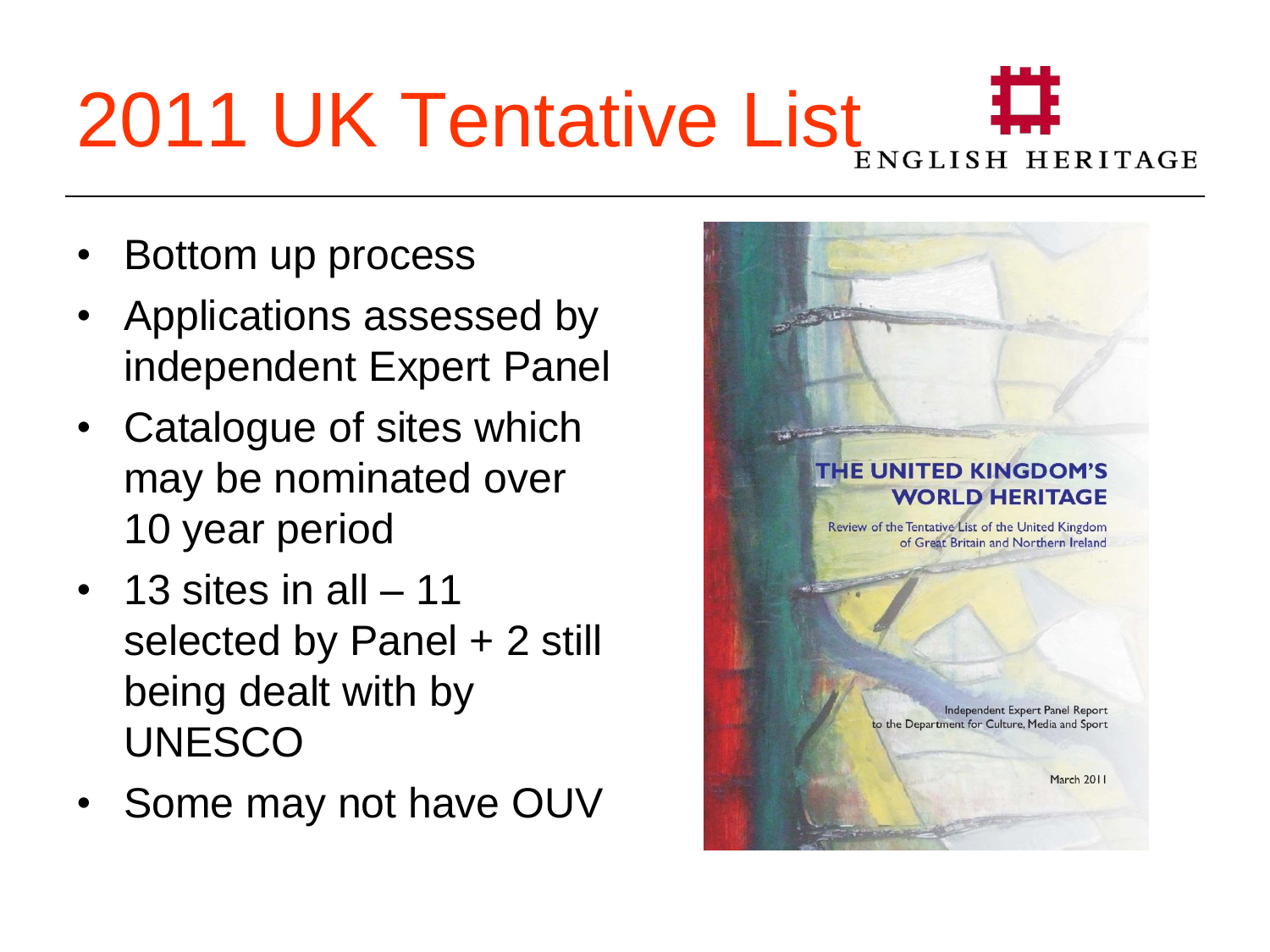# 2011 UK Tentative List

ENGLISH HERITAGE

- Bottom up process
- Applications assessed by independent Expert Panel
- Catalogue of sites which may be nominated over 10 year period
- 13 sites in all – 11 selected by Panel + 2 still being dealt with by UNESCO
- Some may not have OUV

THE UNITED KINGDOM'S WORLD HERITAGE

Review of the Tentative List of the United Kingdom of Great Britain and Northern Ireland

Independent Expert Panel Report to the Department for Culture, Media and Sport

March 2011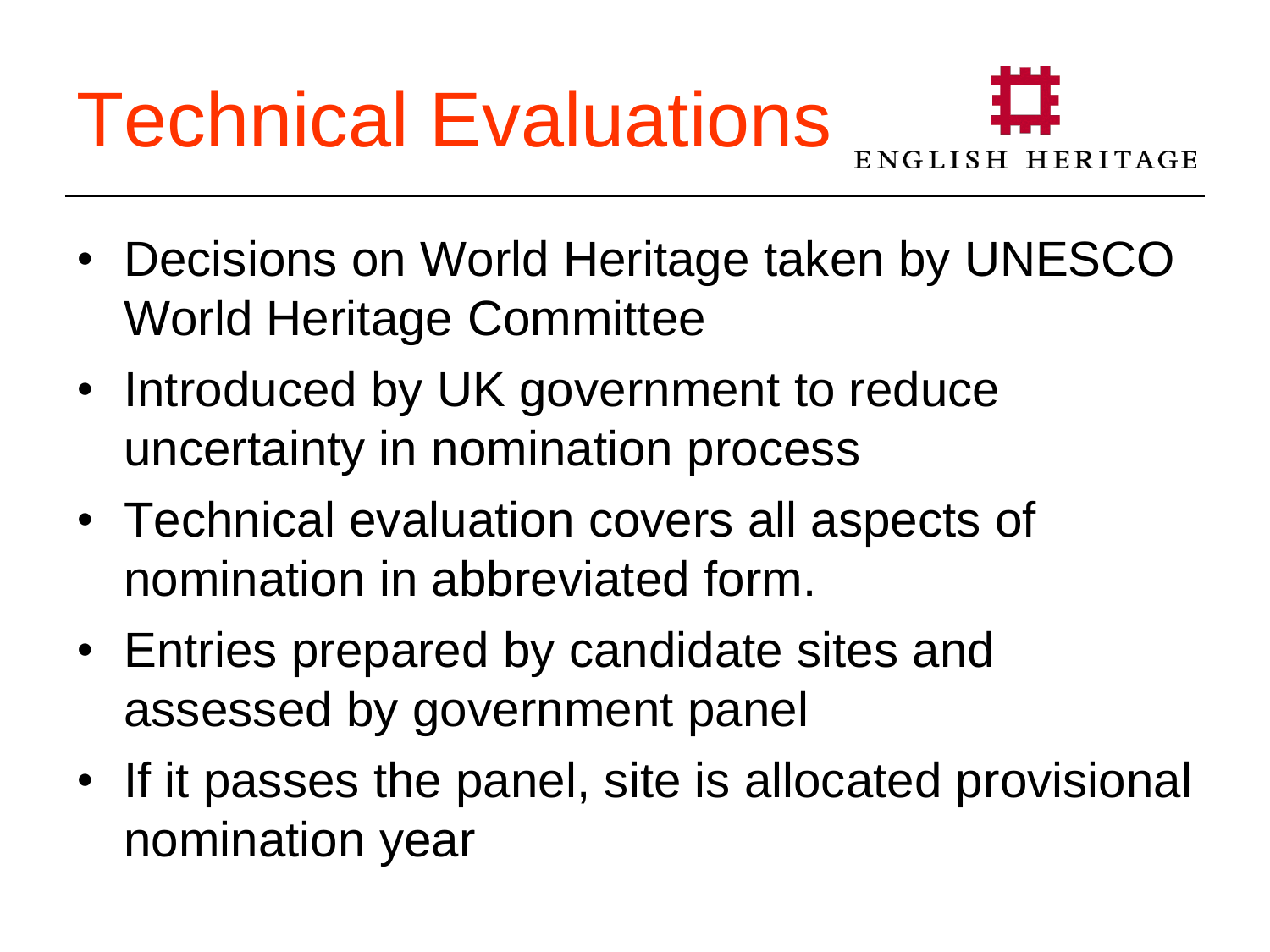# Technical Evaluations

ENGLISH HERITAGE

- Decisions on World Heritage taken by UNESCO World Heritage Committee
- Introduced by UK government to reduce uncertainty in nomination process
- Technical evaluation covers all aspects of nomination in abbreviated form.
- Entries prepared by candidate sites and assessed by government panel
- If it passes the panel, site is allocated provisional nomination year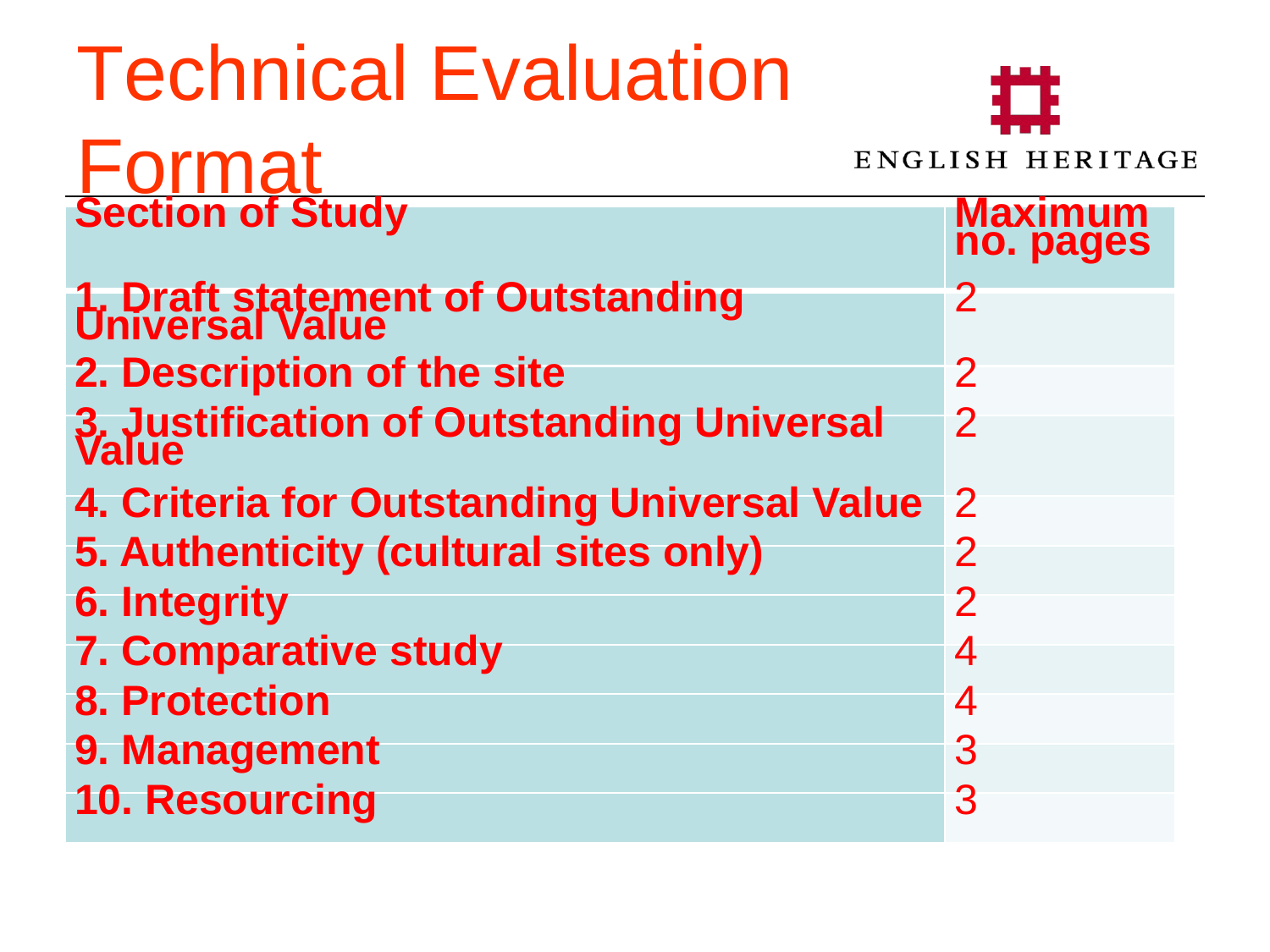# Technical Evaluation Format

ENGLISH HERITAGE

| Section of Study | Maximum no. pages |
|---|---|
| 1. Draft statement of Outstanding Universal Value | 2 |
| 2. Description of the site | 2 |
| 3. Justification of Outstanding Universal Value | 2 |
| 4. Criteria for Outstanding Universal Value | 2 |
| 5. Authenticity (cultural sites only) | 2 |
| 6. Integrity | 2 |
| 7. Comparative study | 4 |
| 8. Protection | 4 |
| 9. Management | 3 |
| 10. Resourcing | 3 |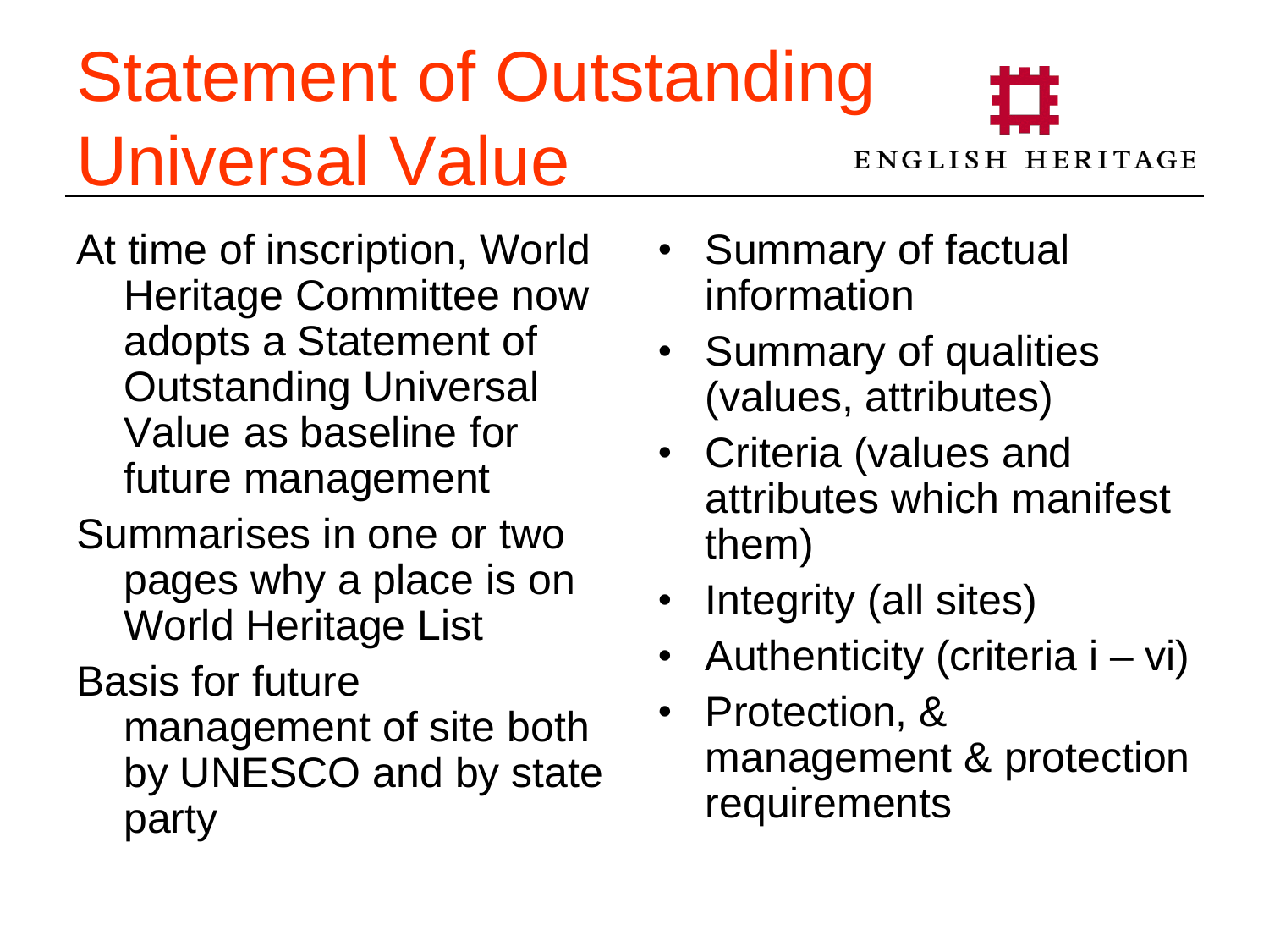# Statement of Outstanding Universal Value

ENGLISH HERITAGE

At time of inscription, World Heritage Committee now adopts a Statement of Outstanding Universal Value as baseline for future management

Summarises in one or two pages why a place is on World Heritage List

Basis for future management of site both by UNESCO and by state party

- Summary of factual information
- Summary of qualities (values, attributes)
- Criteria (values and attributes which manifest them)
- Integrity (all sites)
- Authenticity (criteria i – vi)
- Protection, & management & protection requirements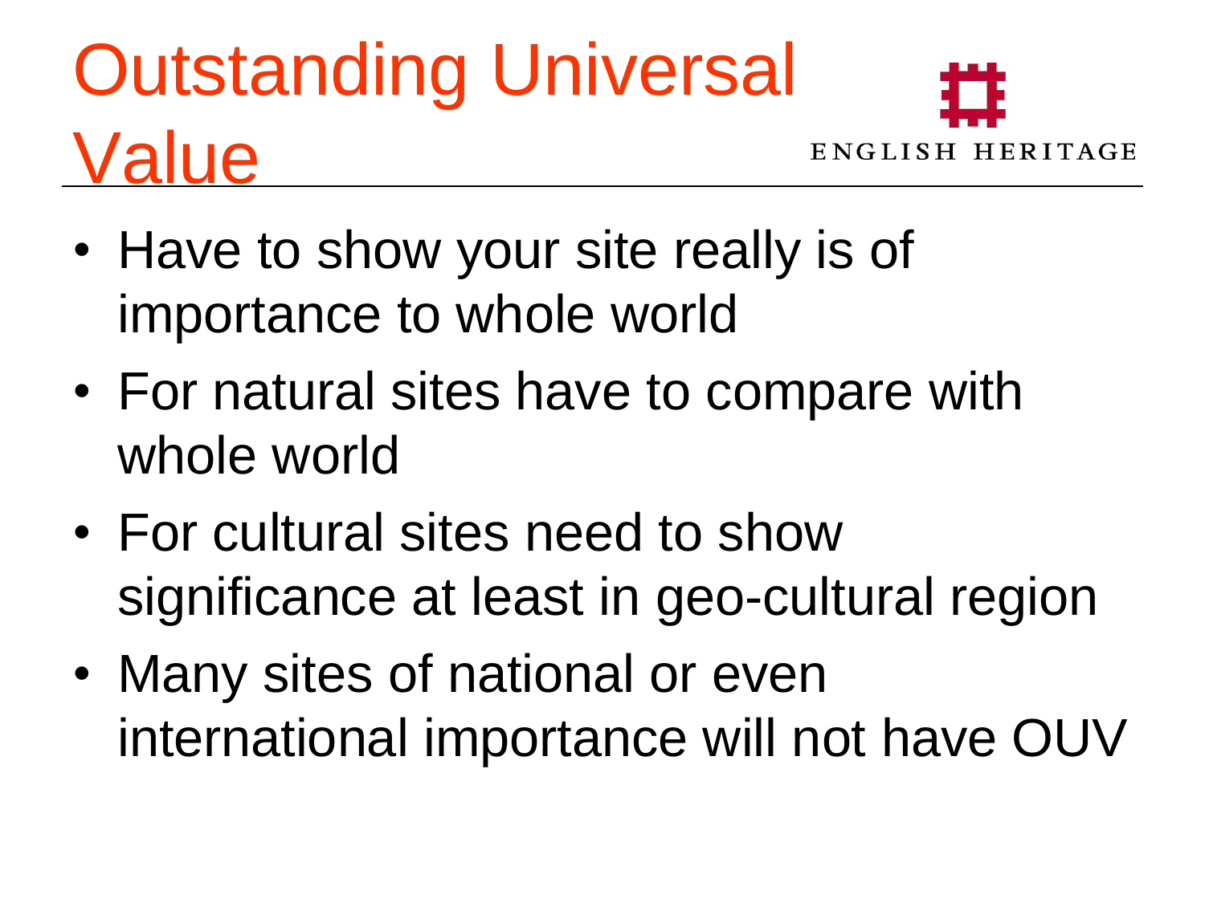# Outstanding Universal Value

ENGLISH HERITAGE

- Have to show your site really is of importance to whole world
- For natural sites have to compare with whole world
- For cultural sites need to show significance at least in geo-cultural region
- Many sites of national or even international importance will not have OUV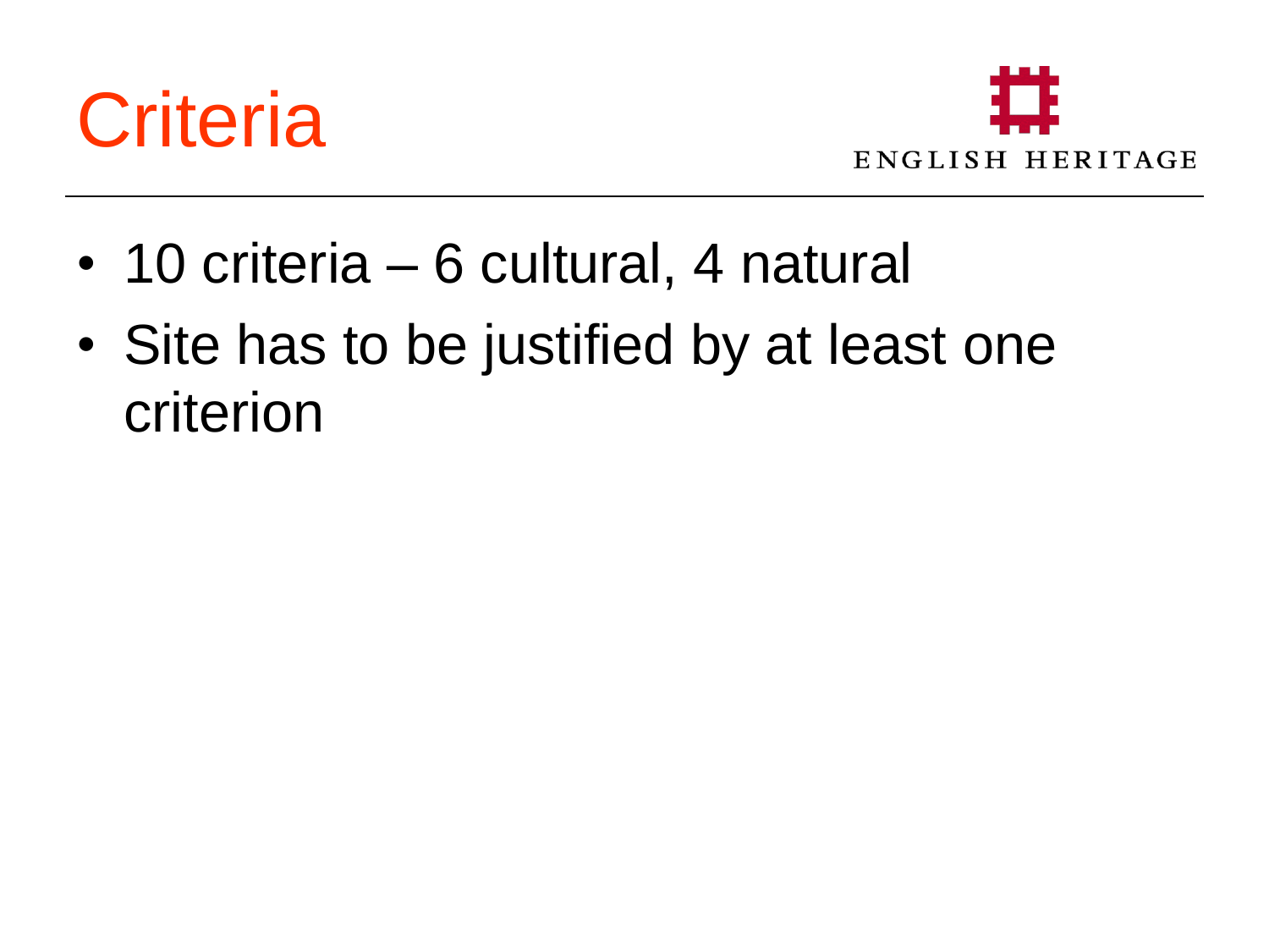# Criteria

- 10 criteria – 6 cultural, 4 natural
- Site has to be justified by at least one criterion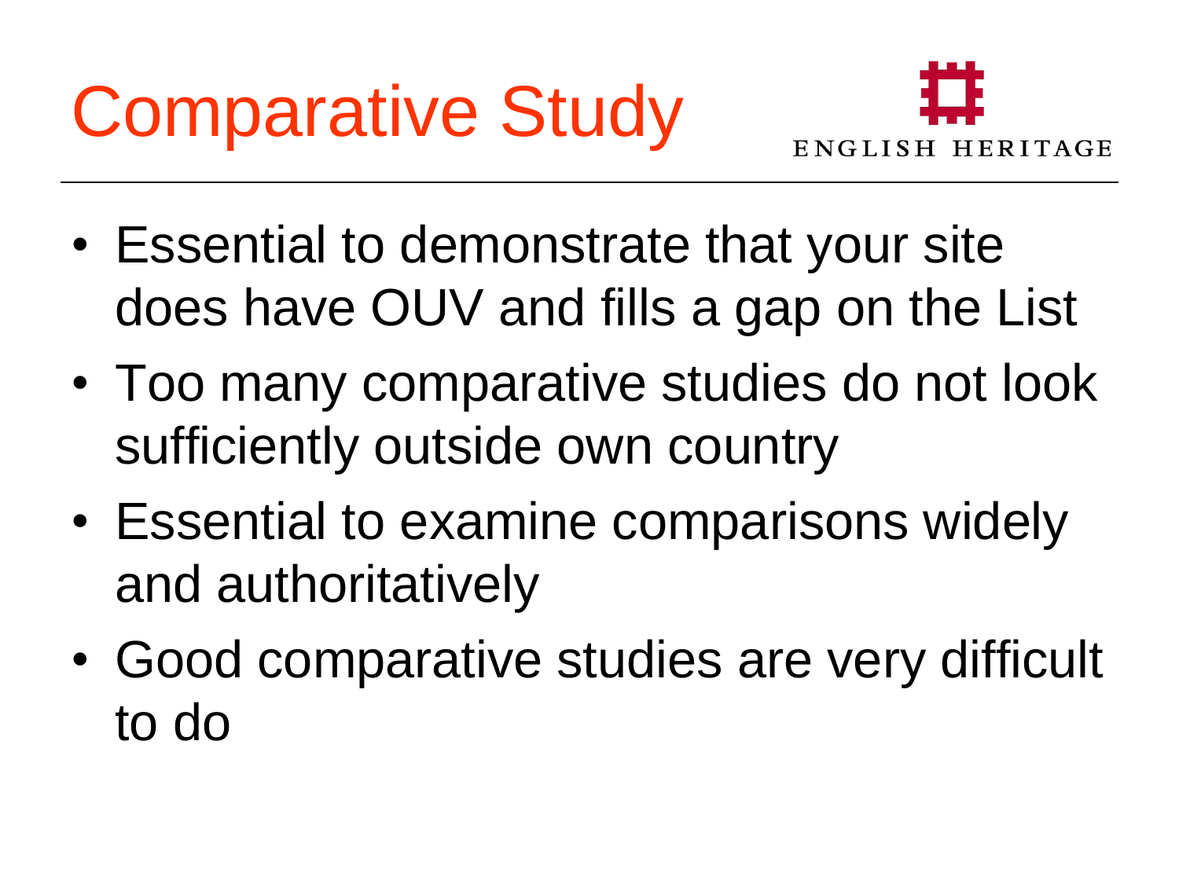# Comparative Study

ENGLISH HERITAGE

- Essential to demonstrate that your site does have OUV and fills a gap on the List
- Too many comparative studies do not look sufficiently outside own country
- Essential to examine comparisons widely and authoritatively
- Good comparative studies are very difficult to do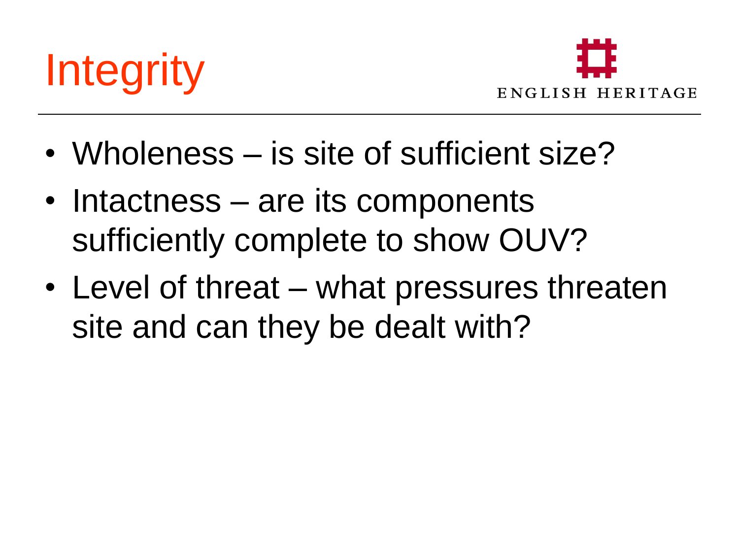# Integrity

- Wholeness – is site of sufficient size?
- Intactness – are its components sufficiently complete to show OUV?
- Level of threat – what pressures threaten site and can they be dealt with?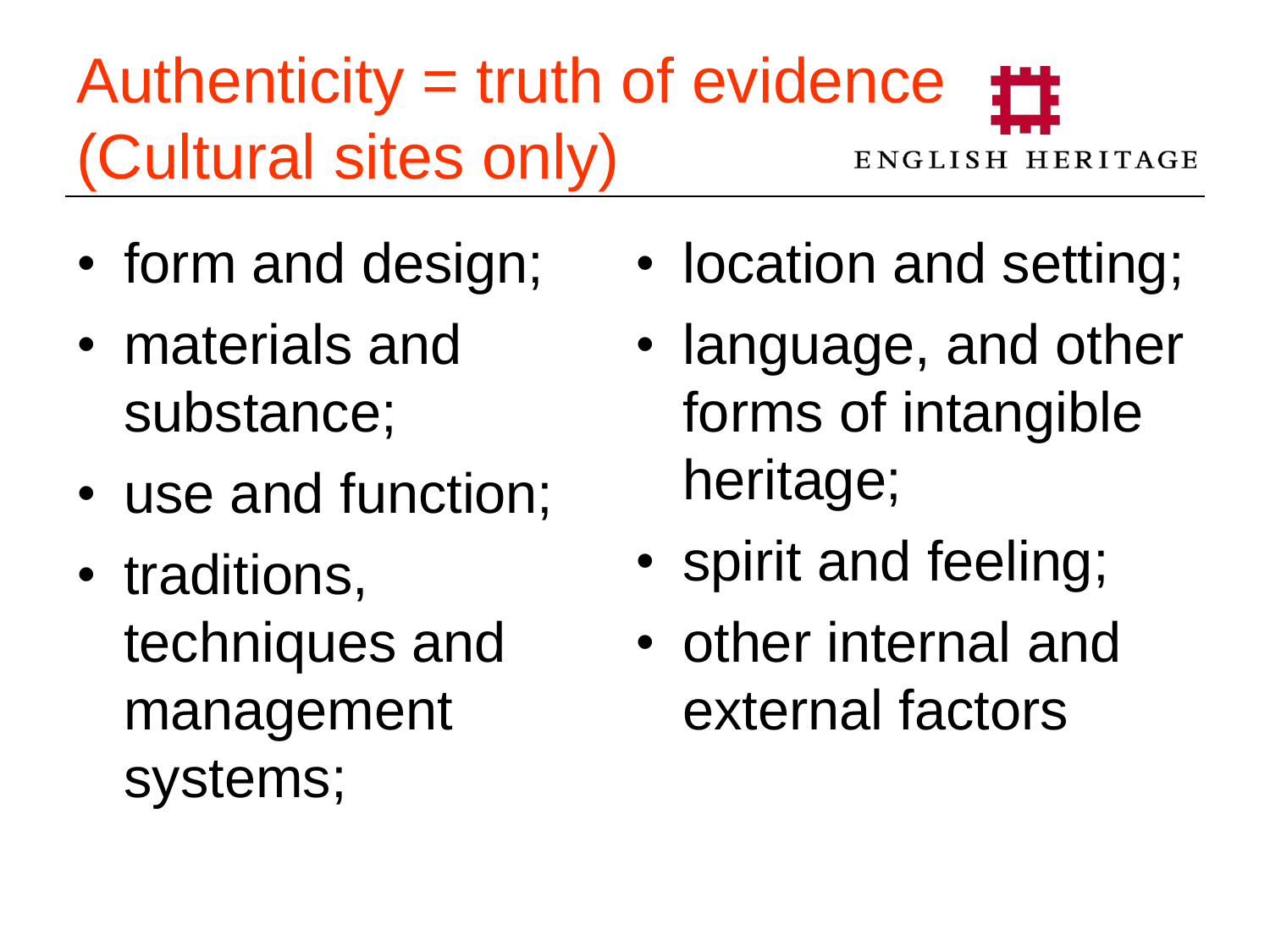# Authenticity = truth of evidence (Cultural sites only)

ENGLISH HERITAGE

- form and design;
- materials and substance;
- use and function;
- traditions, techniques and management systems;
- location and setting;
- language, and other forms of intangible heritage;
- spirit and feeling;
- other internal and external factors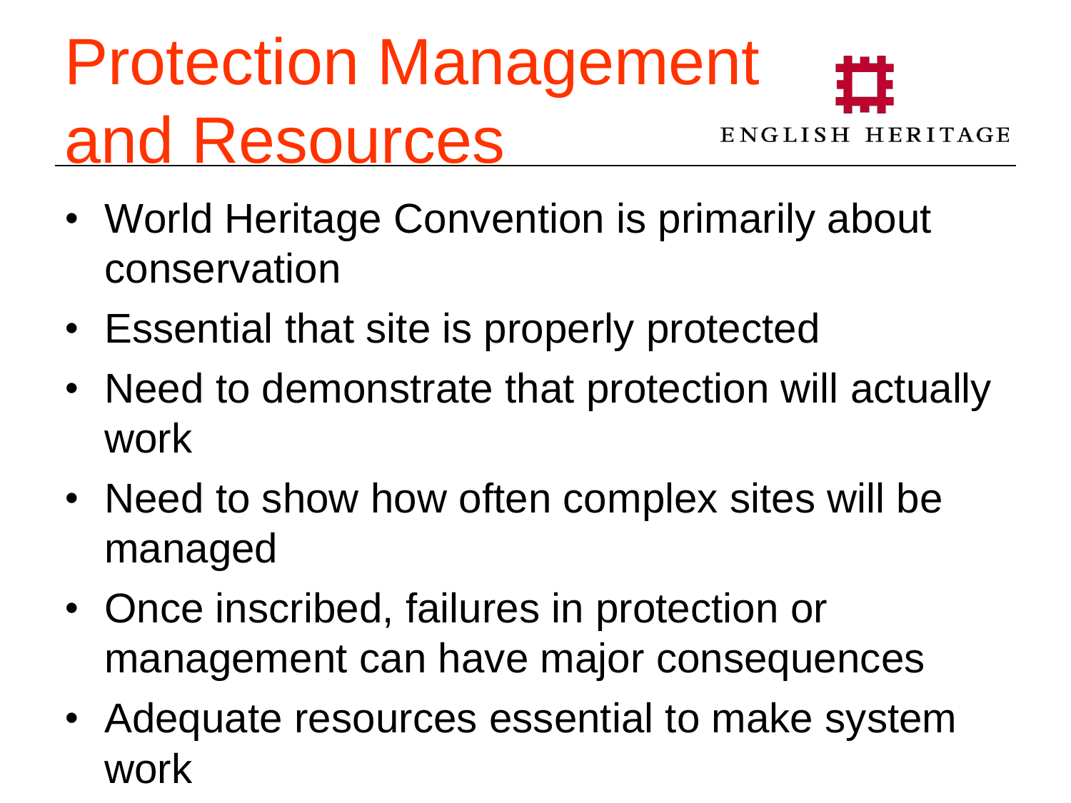# Protection Management and Resources

ENGLISH HERITAGE

- World Heritage Convention is primarily about conservation
- Essential that site is properly protected
- Need to demonstrate that protection will actually work
- Need to show how often complex sites will be managed
- Once inscribed, failures in protection or management can have major consequences
- Adequate resources essential to make system work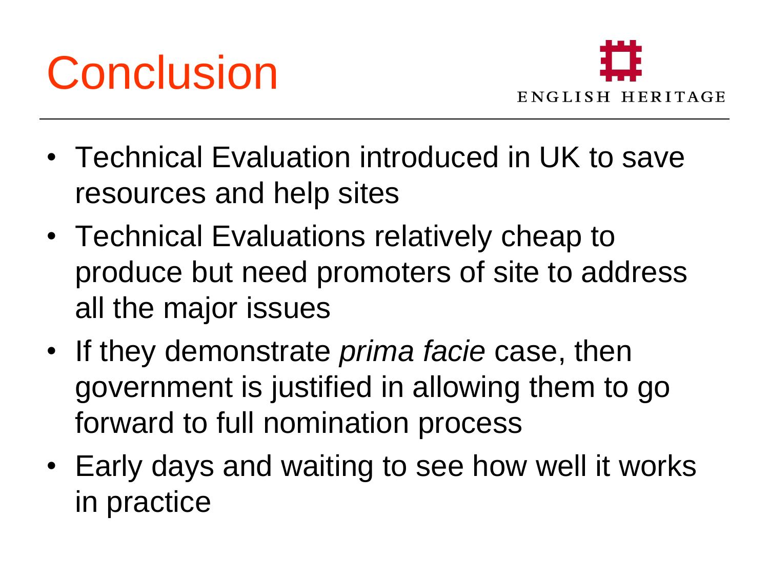# Conclusion

ENGLISH HERITAGE

- Technical Evaluation introduced in UK to save resources and help sites
- Technical Evaluations relatively cheap to produce but need promoters of site to address all the major issues
- If they demonstrate *prima facie* case, then government is justified in allowing them to go forward to full nomination process
- Early days and waiting to see how well it works in practice